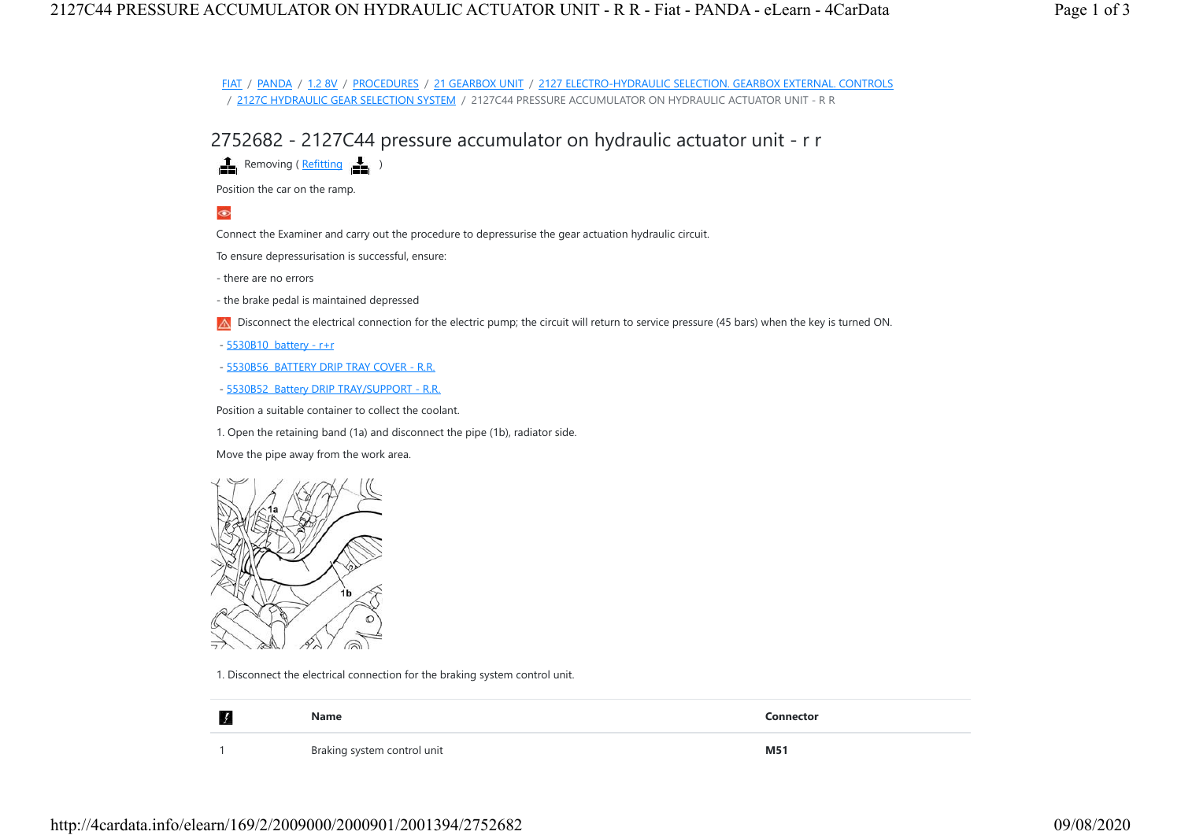FIAT / PANDA / 1.2 8V / PROCEDURES / 21 GEARBOX UNIT / 2127 ELECTRO-HYDRAULIC SELECTION. GEARBOX EXTERNAL. CONTROLS / 2127C HYDRAULIC GEAR SELECTION SYSTEM / 2127C44 PRESSURE ACCUMULATOR ON HYDRAULIC ACTUATOR UNIT - R R

# 2752682 - 2127C44 pressure accumulator on hydraulic actuator unit - r r

Removing ( Refitting )

Position the car on the ramp.

Connect the Examiner and carry out the procedure to depressurise the gear actuation hydraulic circuit.

To ensure depressurisation is successful, ensure:

- there are no errors

- the brake pedal is maintained depressed

Disconnect the electrical connection for the electric pump; the circuit will return to service pressure (45 bars) when the key is turned ON.

- 5530B10 battery - r+r
- 5530B56 BATTERY DRIP TRAY COVER - R.R.
- 5530B52 Battery DRIP TRAY/SUPPORT - R.R.

Position a suitable container to collect the coolant.

1. Open the retaining band (1a) and disconnect the pipe (1b), radiator side.

Move the pipe away from the work area.

1. Disconnect the electrical connection for the braking system control unit.

| | Name | Connector |
|---|---|---|
| 1 | Braking system control unit | **M51** |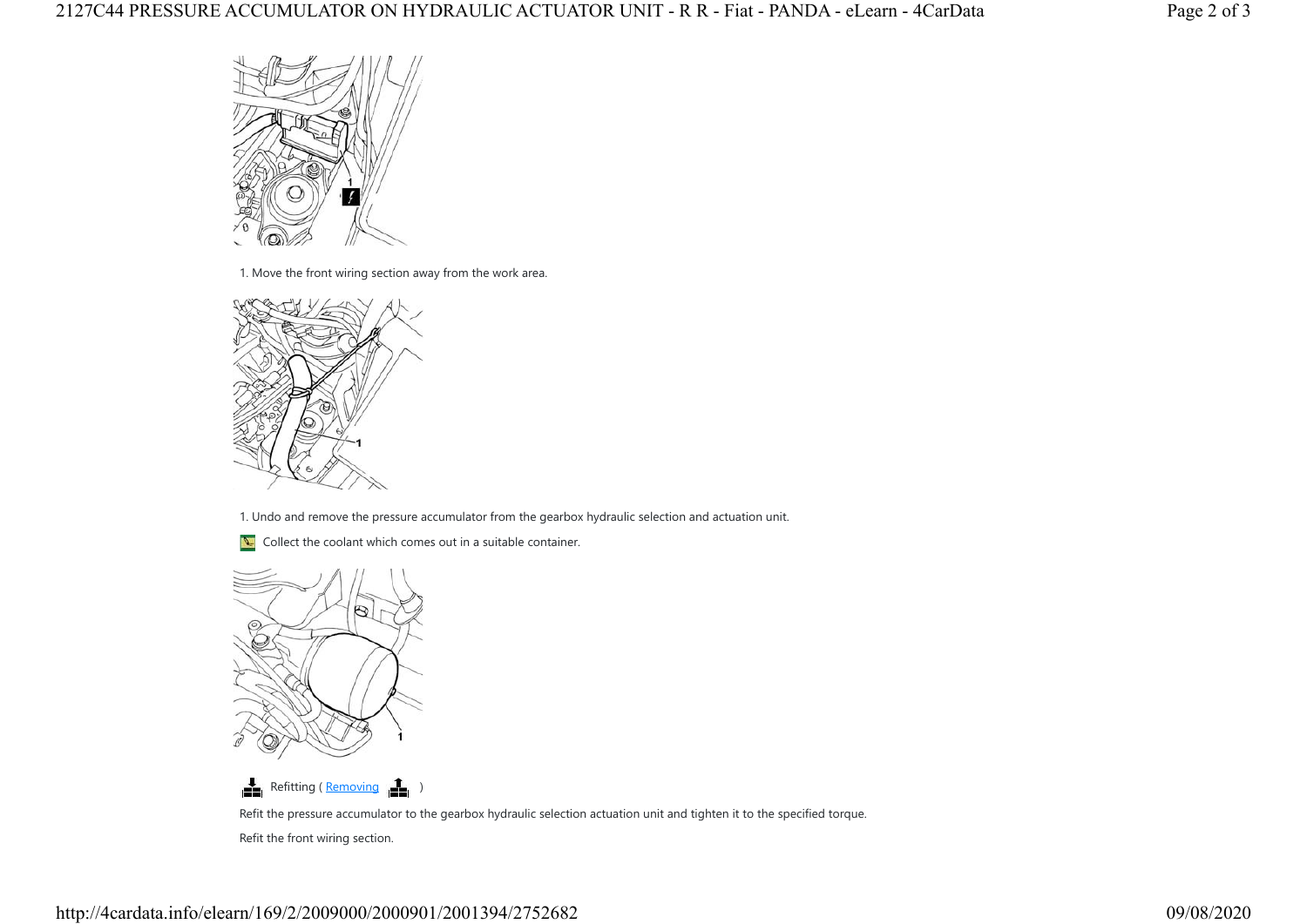1. Move the front wiring section away from the work area.

1. Undo and remove the pressure accumulator from the gearbox hydraulic selection and actuation unit.

Collect the coolant which comes out in a suitable container.

Refitting ( Removing )

Refit the pressure accumulator to the gearbox hydraulic selection actuation unit and tighten it to the specified torque.

Refit the front wiring section.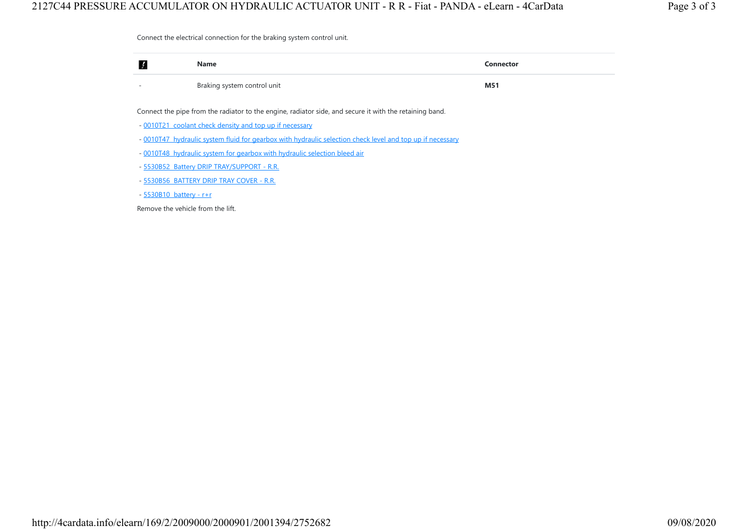Connect the electrical connection for the braking system control unit.

| | Name | Connector |
|---|---|---|
| - | Braking system control unit | **M51** |

Connect the pipe from the radiator to the engine, radiator side, and secure it with the retaining band.

- 0010T21 coolant check density and top up if necessary
- 0010T47 hydraulic system fluid for gearbox with hydraulic selection check level and top up if necessary
- 0010T48 hydraulic system for gearbox with hydraulic selection bleed air
- 5530B52 Battery DRIP TRAY/SUPPORT - R.R.
- 5530B56 BATTERY DRIP TRAY COVER - R.R.
- 5530B10 battery - r+r

Remove the vehicle from the lift.